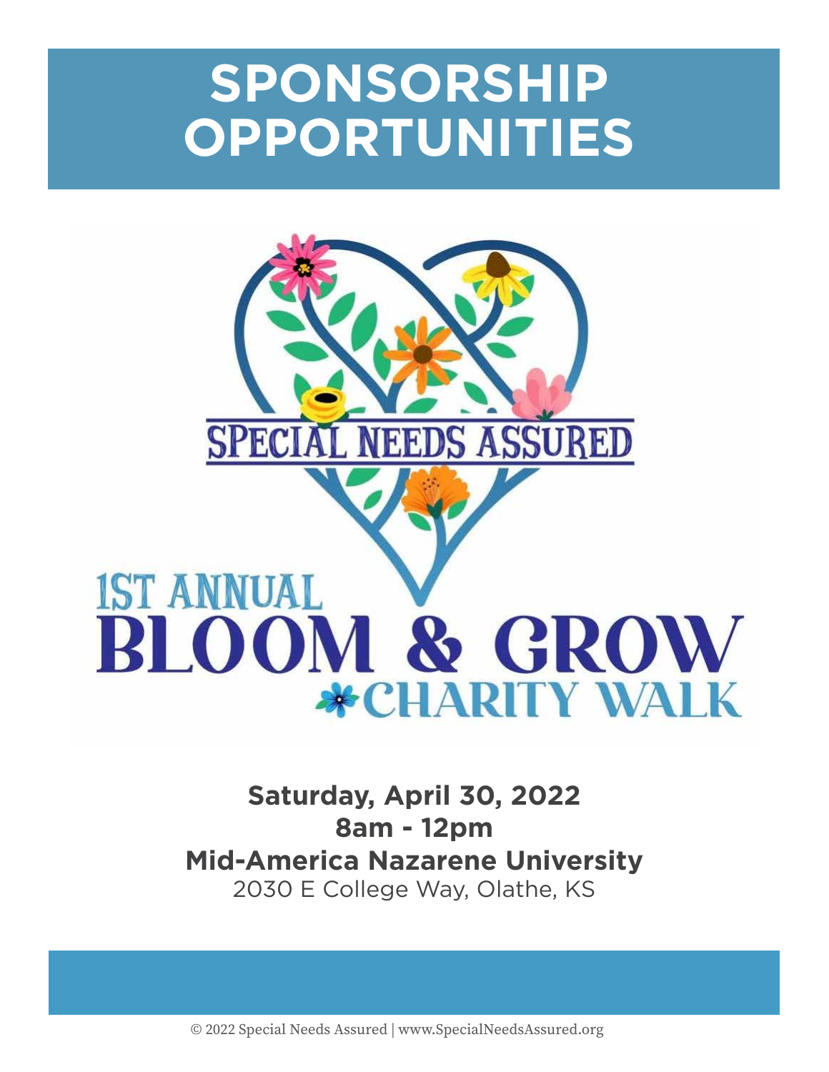# SPONSORSHIP OPPORTUNITIES

SPECIAL NEEDS ASSURED

1ST ANNUAL
BLOOM & GROW
CHARITY WALK

**Saturday, April 30, 2022**
**8am - 12pm**
**Mid-America Nazarene University**
2030 E College Way, Olathe, KS

© 2022 Special Needs Assured | www.SpecialNeedsAssured.org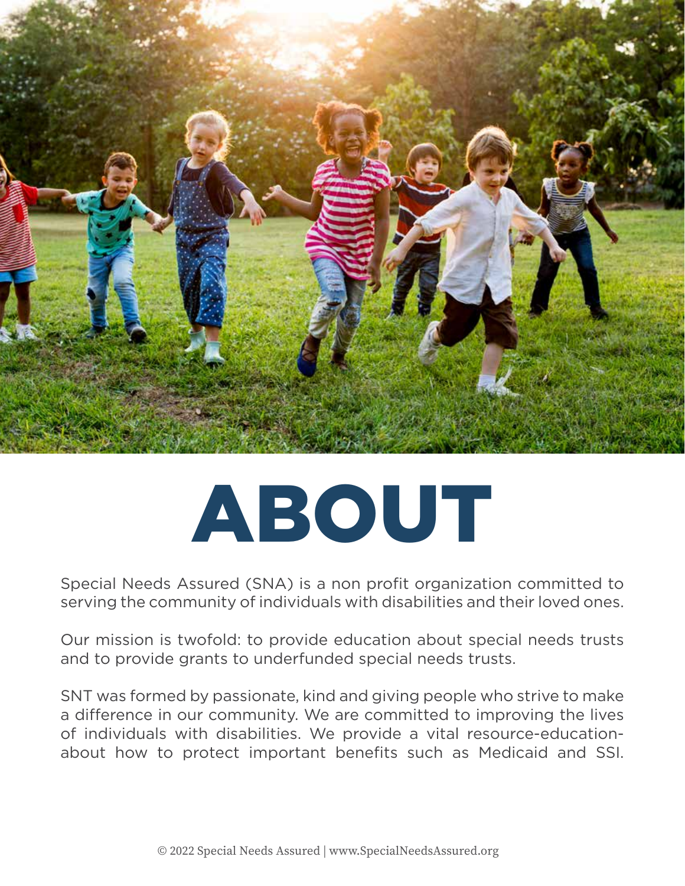# ABOUT

Special Needs Assured (SNA) is a non profit organization committed to serving the community of individuals with disabilities and their loved ones.

Our mission is twofold: to provide education about special needs trusts and to provide grants to underfunded special needs trusts.

SNT was formed by passionate, kind and giving people who strive to make a difference in our community. We are committed to improving the lives of individuals with disabilities. We provide a vital resource-education-about how to protect important benefits such as Medicaid and SSI.

© 2022 Special Needs Assured | www.SpecialNeedsAssured.org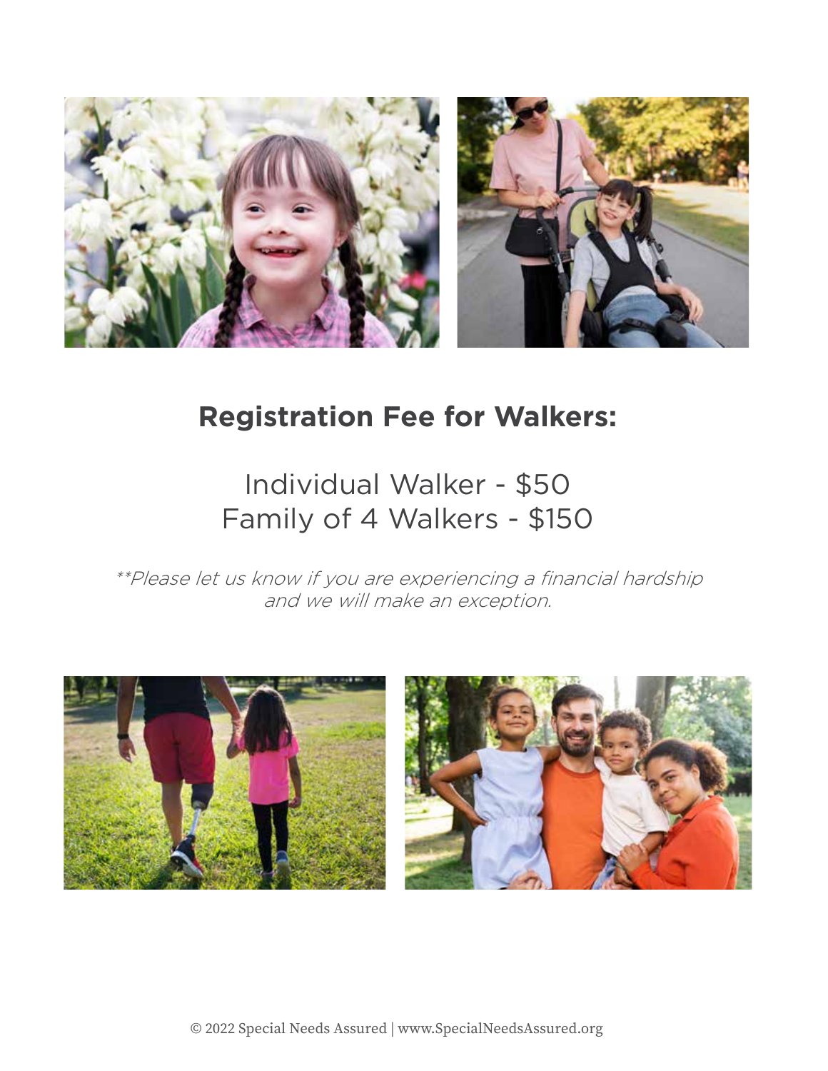## Registration Fee for Walkers:

Individual Walker - $50
Family of 4 Walkers - $150

*\*\*Please let us know if you are experiencing a financial hardship and we will make an exception.*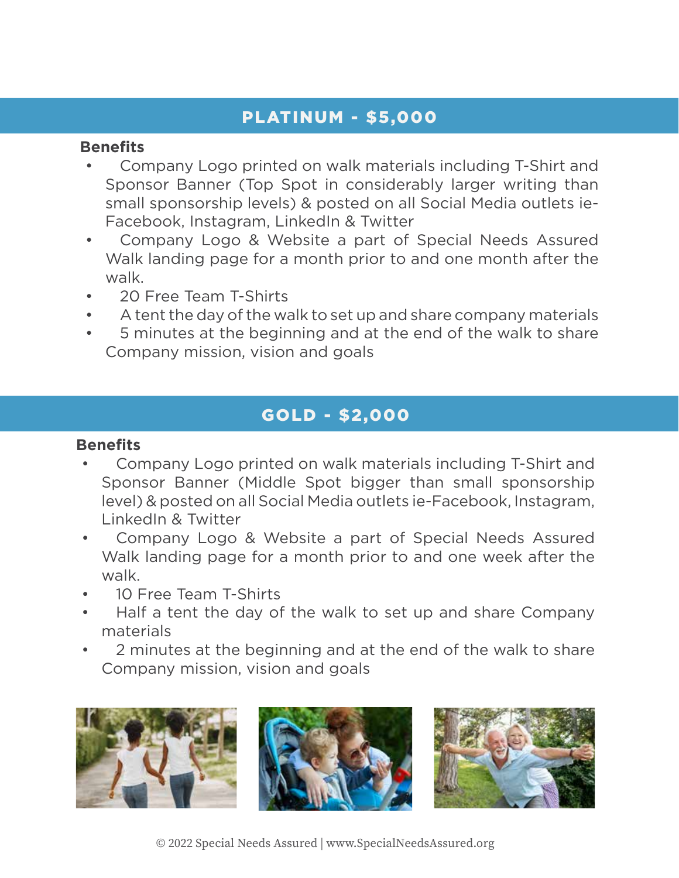## PLATINUM - $5,000

**Benefits**

- Company Logo printed on walk materials including T-Shirt and Sponsor Banner (Top Spot in considerably larger writing than small sponsorship levels) & posted on all Social Media outlets ie-Facebook, Instagram, LinkedIn & Twitter
- Company Logo & Website a part of Special Needs Assured Walk landing page for a month prior to and one month after the walk.
- 20 Free Team T-Shirts
- A tent the day of the walk to set up and share company materials
- 5 minutes at the beginning and at the end of the walk to share Company mission, vision and goals

## GOLD - $2,000

**Benefits**

- Company Logo printed on walk materials including T-Shirt and Sponsor Banner (Middle Spot bigger than small sponsorship level) & posted on all Social Media outlets ie-Facebook, Instagram, LinkedIn & Twitter
- Company Logo & Website a part of Special Needs Assured Walk landing page for a month prior to and one week after the walk.
- 10 Free Team T-Shirts
- Half a tent the day of the walk to set up and share Company materials
- 2 minutes at the beginning and at the end of the walk to share Company mission, vision and goals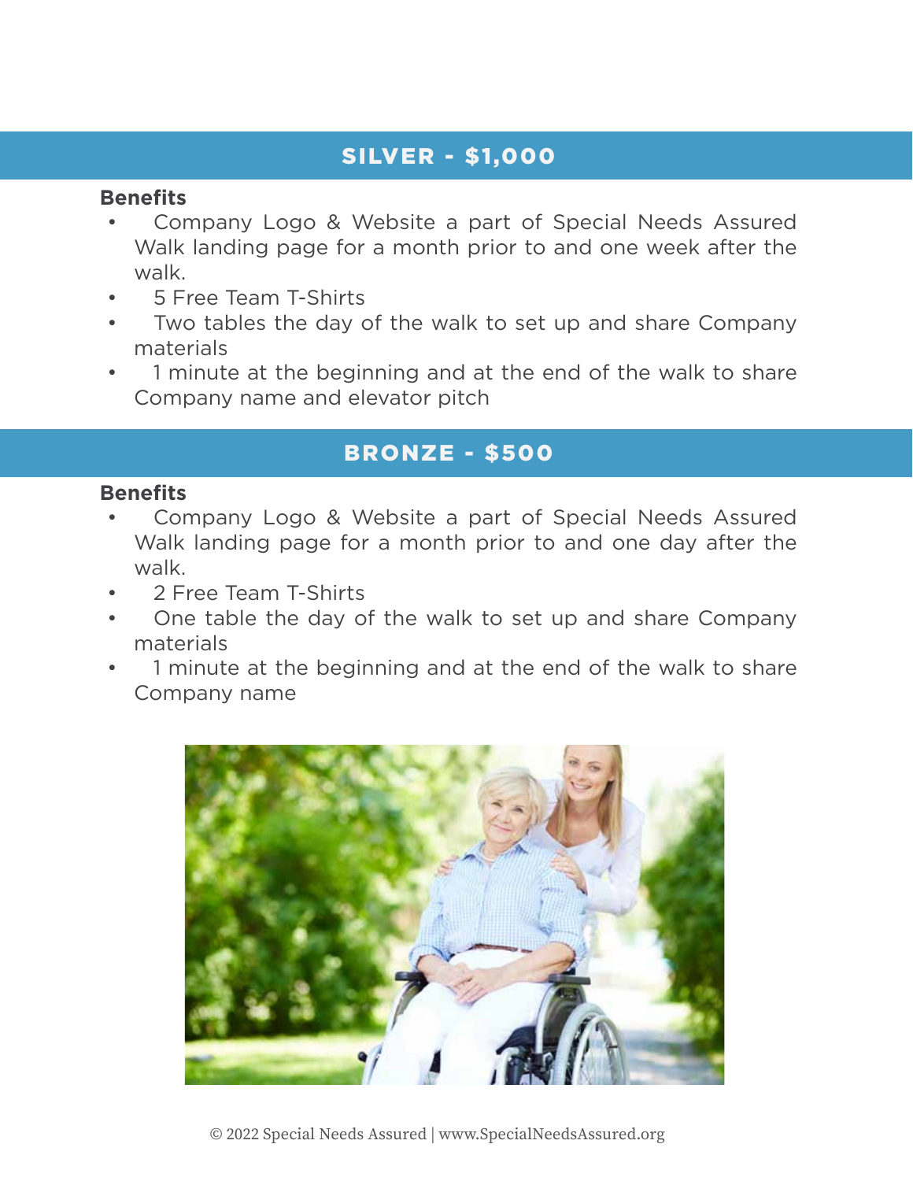## SILVER - $1,000

**Benefits**

- Company Logo & Website a part of Special Needs Assured Walk landing page for a month prior to and one week after the walk.
- 5 Free Team T-Shirts
- Two tables the day of the walk to set up and share Company materials
- 1 minute at the beginning and at the end of the walk to share Company name and elevator pitch

## BRONZE - $500

**Benefits**

- Company Logo & Website a part of Special Needs Assured Walk landing page for a month prior to and one day after the walk.
- 2 Free Team T-Shirts
- One table the day of the walk to set up and share Company materials
- 1 minute at the beginning and at the end of the walk to share Company name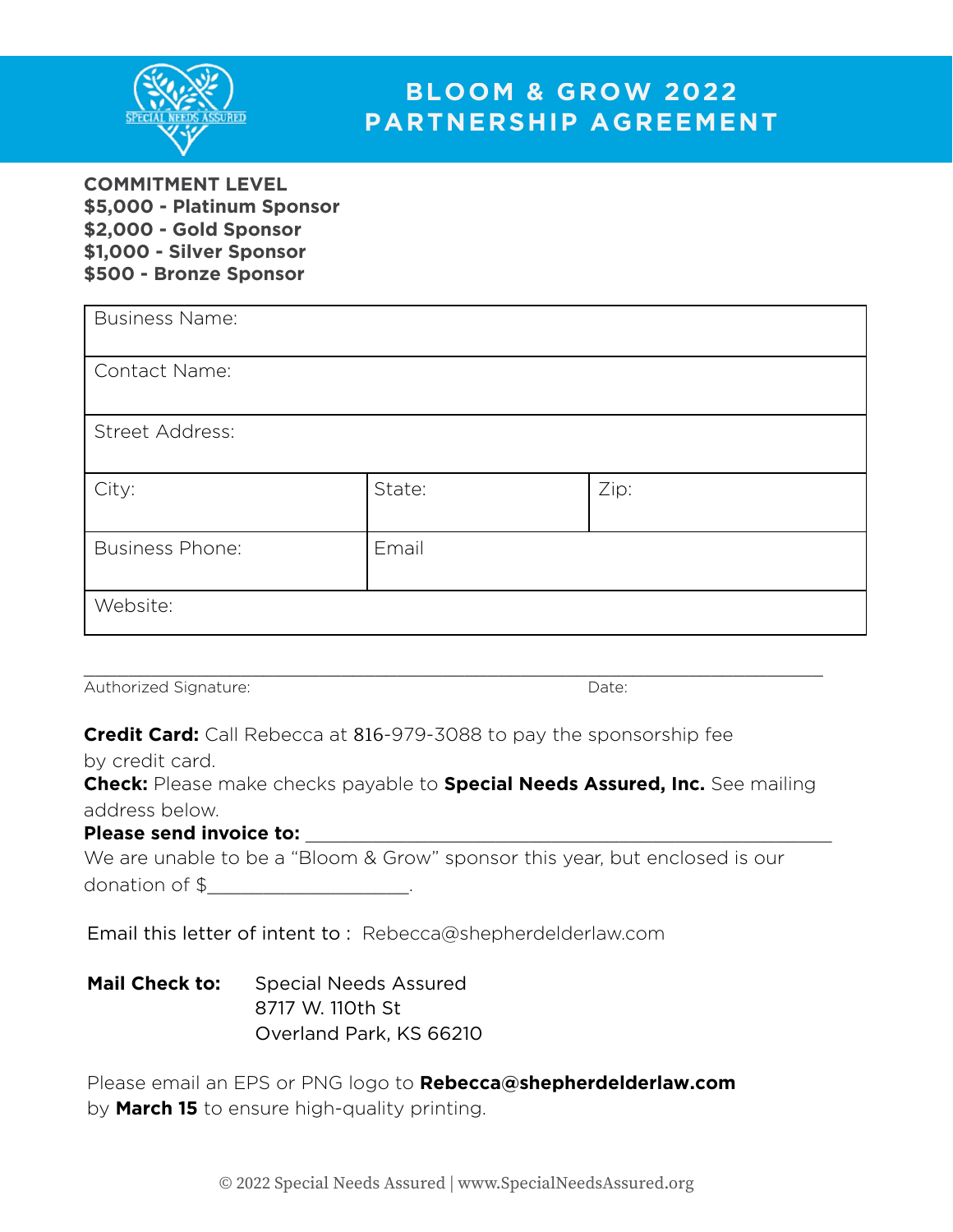# BLOOM & GROW 2022 PARTNERSHIP AGREEMENT

**COMMITMENT LEVEL**
**$5,000 - Platinum Sponsor**
**$2,000 - Gold Sponsor**
**$1,000 - Silver Sponsor**
**$500 - Bronze Sponsor**

| | | |
|---|---|---|
| Business Name: | | |
| Contact Name: | | |
| Street Address: | | |
| City: | State: | Zip: |
| Business Phone: | Email | |
| Website: | | |

_______________________________________________________________________________

Authorized Signature: Date:

**Credit Card:** Call Rebecca at 816-979-3088 to pay the sponsorship fee by credit card.
**Check:** Please make checks payable to **Special Needs Assured, Inc.** See mailing address below.
**Please send invoice to:** _______________________________________________
We are unable to be a "Bloom & Grow" sponsor this year, but enclosed is our donation of $___________________.

Email this letter of intent to : Rebecca@shepherdelderlaw.com

**Mail Check to:** Special Needs Assured
8717 W. 110th St
Overland Park, KS 66210

Please email an EPS or PNG logo to **Rebecca@shepherdelderlaw.com** by **March 15** to ensure high-quality printing.

© 2022 Special Needs Assured | www.SpecialNeedsAssured.org